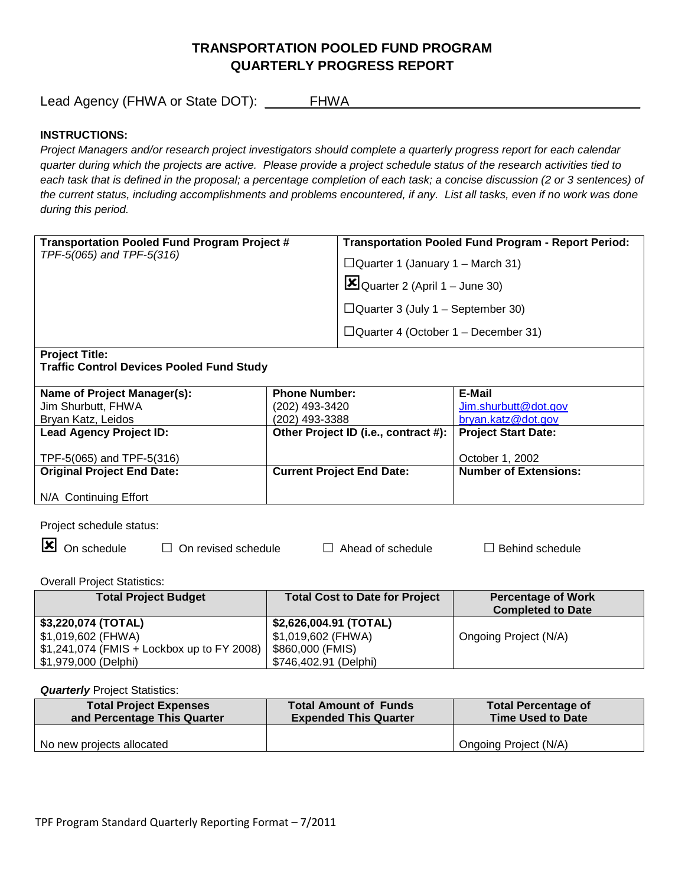# TRANSPORTATION POOLED FUND PROGRAM
# QUARTERLY PROGRESS REPORT

Lead Agency (FHWA or State DOT): FHWA

**INSTRUCTIONS:**

*Project Managers and/or research project investigators should complete a quarterly progress report for each calendar quarter during which the projects are active. Please provide a project schedule status of the research activities tied to each task that is defined in the proposal; a percentage completion of each task; a concise discussion (2 or 3 sentences) of the current status, including accomplishments and problems encountered, if any. List all tasks, even if no work was done during this period.*

| **Transportation Pooled Fund Program Project #** | **Transportation Pooled Fund Program - Report Period:** |
|---|---|
| *TPF-5(065) and TPF-5(316)* | ☐Quarter 1 (January 1 – March 31)<br>☒Quarter 2 (April 1 – June 30)<br>☐Quarter 3 (July 1 – September 30)<br>☐Quarter 4 (October 1 – December 31) |

| **Project Title:** | | |
|---|---|---|
| **Traffic Control Devices Pooled Fund Study** | | |
| **Name of Project Manager(s):**<br>Jim Shurbutt, FHWA<br>Bryan Katz, Leidos | **Phone Number:**<br>(202) 493-3420<br>(202) 493-3388 | **E-Mail**<br>Jim.shurbutt@dot.gov<br>bryan.katz@dot.gov |
| **Lead Agency Project ID:**<br>TPF-5(065) and TPF-5(316) | **Other Project ID (i.e., contract #):** | **Project Start Date:**<br>October 1, 2002 |
| **Original Project End Date:**<br>N/A Continuing Effort | **Current Project End Date:** | **Number of Extensions:** |

Project schedule status:

☒ On schedule ☐ On revised schedule ☐ Ahead of schedule ☐ Behind schedule

Overall Project Statistics:

| Total Project Budget | Total Cost to Date for Project | Percentage of Work Completed to Date |
|---|---|---|
| **$3,220,074 (TOTAL)**<br>$1,019,602 (FHWA)<br>$1,241,074 (FMIS + Lockbox up to FY 2008)<br>$1,979,000 (Delphi) | **$2,626,004.91 (TOTAL)**<br>$1,019,602 (FHWA)<br>$860,000 (FMIS)<br>$746,402.91 (Delphi) | Ongoing Project (N/A) |

***Quarterly*** Project Statistics:

| Total Project Expenses and Percentage This Quarter | Total Amount of Funds Expended This Quarter | Total Percentage of Time Used to Date |
|---|---|---|
| No new projects allocated | | Ongoing Project (N/A) |

TPF Program Standard Quarterly Reporting Format – 7/2011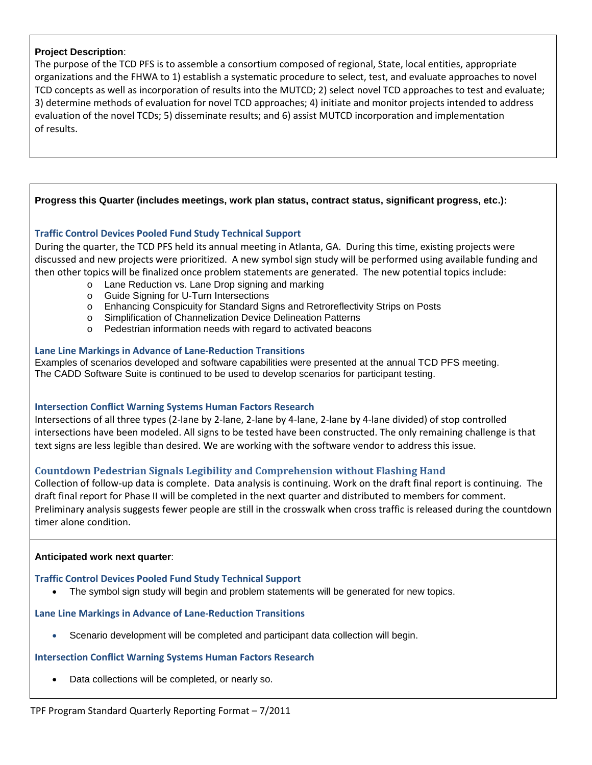**Project Description**:

The purpose of the TCD PFS is to assemble a consortium composed of regional, State, local entities, appropriate organizations and the FHWA to 1) establish a systematic procedure to select, test, and evaluate approaches to novel TCD concepts as well as incorporation of results into the MUTCD; 2) select novel TCD approaches to test and evaluate; 3) determine methods of evaluation for novel TCD approaches; 4) initiate and monitor projects intended to address evaluation of the novel TCDs; 5) disseminate results; and 6) assist MUTCD incorporation and implementation of results.

**Progress this Quarter (includes meetings, work plan status, contract status, significant progress, etc.):**

### Traffic Control Devices Pooled Fund Study Technical Support

During the quarter, the TCD PFS held its annual meeting in Atlanta, GA. During this time, existing projects were discussed and new projects were prioritized. A new symbol sign study will be performed using available funding and then other topics will be finalized once problem statements are generated. The new potential topics include:

- Lane Reduction vs. Lane Drop signing and marking
- Guide Signing for U-Turn Intersections
- Enhancing Conspicuity for Standard Signs and Retroreflectivity Strips on Posts
- Simplification of Channelization Device Delineation Patterns
- Pedestrian information needs with regard to activated beacons

### Lane Line Markings in Advance of Lane-Reduction Transitions

Examples of scenarios developed and software capabilities were presented at the annual TCD PFS meeting. The CADD Software Suite is continued to be used to develop scenarios for participant testing.

### Intersection Conflict Warning Systems Human Factors Research

Intersections of all three types (2-lane by 2-lane, 2-lane by 4-lane, 2-lane by 4-lane divided) of stop controlled intersections have been modeled. All signs to be tested have been constructed. The only remaining challenge is that text signs are less legible than desired. We are working with the software vendor to address this issue.

### Countdown Pedestrian Signals Legibility and Comprehension without Flashing Hand

Collection of follow-up data is complete. Data analysis is continuing. Work on the draft final report is continuing. The draft final report for Phase II will be completed in the next quarter and distributed to members for comment. Preliminary analysis suggests fewer people are still in the crosswalk when cross traffic is released during the countdown timer alone condition.

**Anticipated work next quarter**:

### Traffic Control Devices Pooled Fund Study Technical Support

- The symbol sign study will begin and problem statements will be generated for new topics.

### Lane Line Markings in Advance of Lane-Reduction Transitions

- Scenario development will be completed and participant data collection will begin.

### Intersection Conflict Warning Systems Human Factors Research

- Data collections will be completed, or nearly so.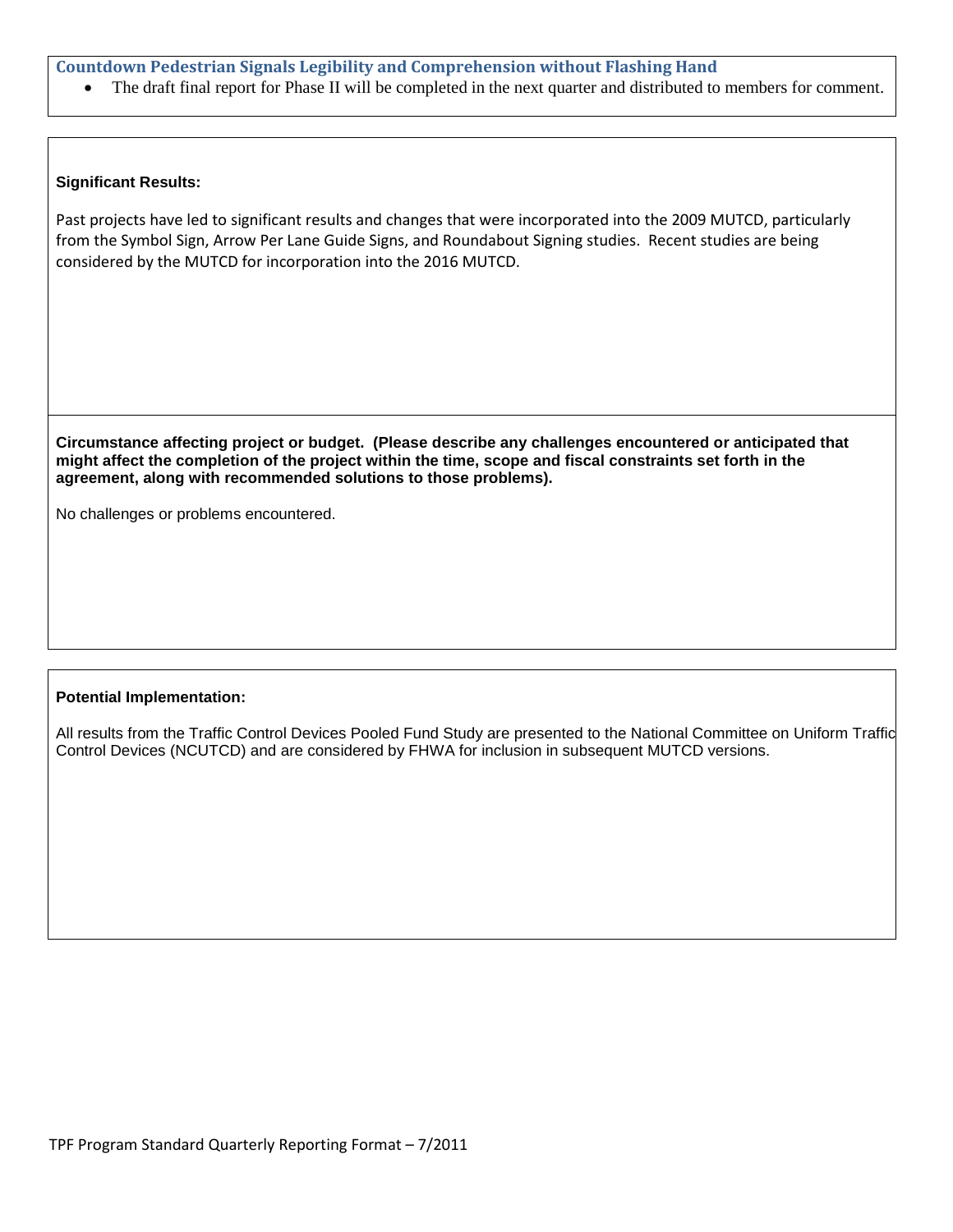### Countdown Pedestrian Signals Legibility and Comprehension without Flashing Hand

- The draft final report for Phase II will be completed in the next quarter and distributed to members for comment.

**Significant Results:**

Past projects have led to significant results and changes that were incorporated into the 2009 MUTCD, particularly from the Symbol Sign, Arrow Per Lane Guide Signs, and Roundabout Signing studies. Recent studies are being considered by the MUTCD for incorporation into the 2016 MUTCD.

**Circumstance affecting project or budget. (Please describe any challenges encountered or anticipated that might affect the completion of the project within the time, scope and fiscal constraints set forth in the agreement, along with recommended solutions to those problems).**

No challenges or problems encountered.

**Potential Implementation:**

All results from the Traffic Control Devices Pooled Fund Study are presented to the National Committee on Uniform Traffic Control Devices (NCUTCD) and are considered by FHWA for inclusion in subsequent MUTCD versions.